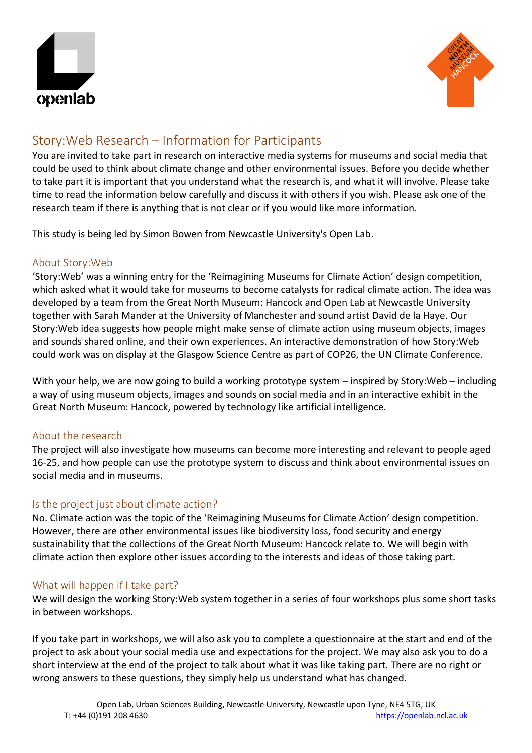## Story:Web Research – Information for Participants

You are invited to take part in research on interactive media systems for museums and social media that could be used to think about climate change and other environmental issues. Before you decide whether to take part it is important that you understand what the research is, and what it will involve. Please take time to read the information below carefully and discuss it with others if you wish. Please ask one of the research team if there is anything that is not clear or if you would like more information.

This study is being led by Simon Bowen from Newcastle University's Open Lab.

### About Story:Web

'Story:Web' was a winning entry for the 'Reimagining Museums for Climate Action' design competition, which asked what it would take for museums to become catalysts for radical climate action. The idea was developed by a team from the Great North Museum: Hancock and Open Lab at Newcastle University together with Sarah Mander at the University of Manchester and sound artist David de la Haye. Our Story:Web idea suggests how people might make sense of climate action using museum objects, images and sounds shared online, and their own experiences. An interactive demonstration of how Story:Web could work was on display at the Glasgow Science Centre as part of COP26, the UN Climate Conference.

With your help, we are now going to build a working prototype system – inspired by Story:Web – including a way of using museum objects, images and sounds on social media and in an interactive exhibit in the Great North Museum: Hancock, powered by technology like artificial intelligence.

### About the research

The project will also investigate how museums can become more interesting and relevant to people aged 16-25, and how people can use the prototype system to discuss and think about environmental issues on social media and in museums.

### Is the project just about climate action?

No. Climate action was the topic of the 'Reimagining Museums for Climate Action' design competition. However, there are other environmental issues like biodiversity loss, food security and energy sustainability that the collections of the Great North Museum: Hancock relate to. We will begin with climate action then explore other issues according to the interests and ideas of those taking part.

### What will happen if I take part?

We will design the working Story:Web system together in a series of four workshops plus some short tasks in between workshops.

If you take part in workshops, we will also ask you to complete a questionnaire at the start and end of the project to ask about your social media use and expectations for the project. We may also ask you to do a short interview at the end of the project to talk about what it was like taking part. There are no right or wrong answers to these questions, they simply help us understand what has changed.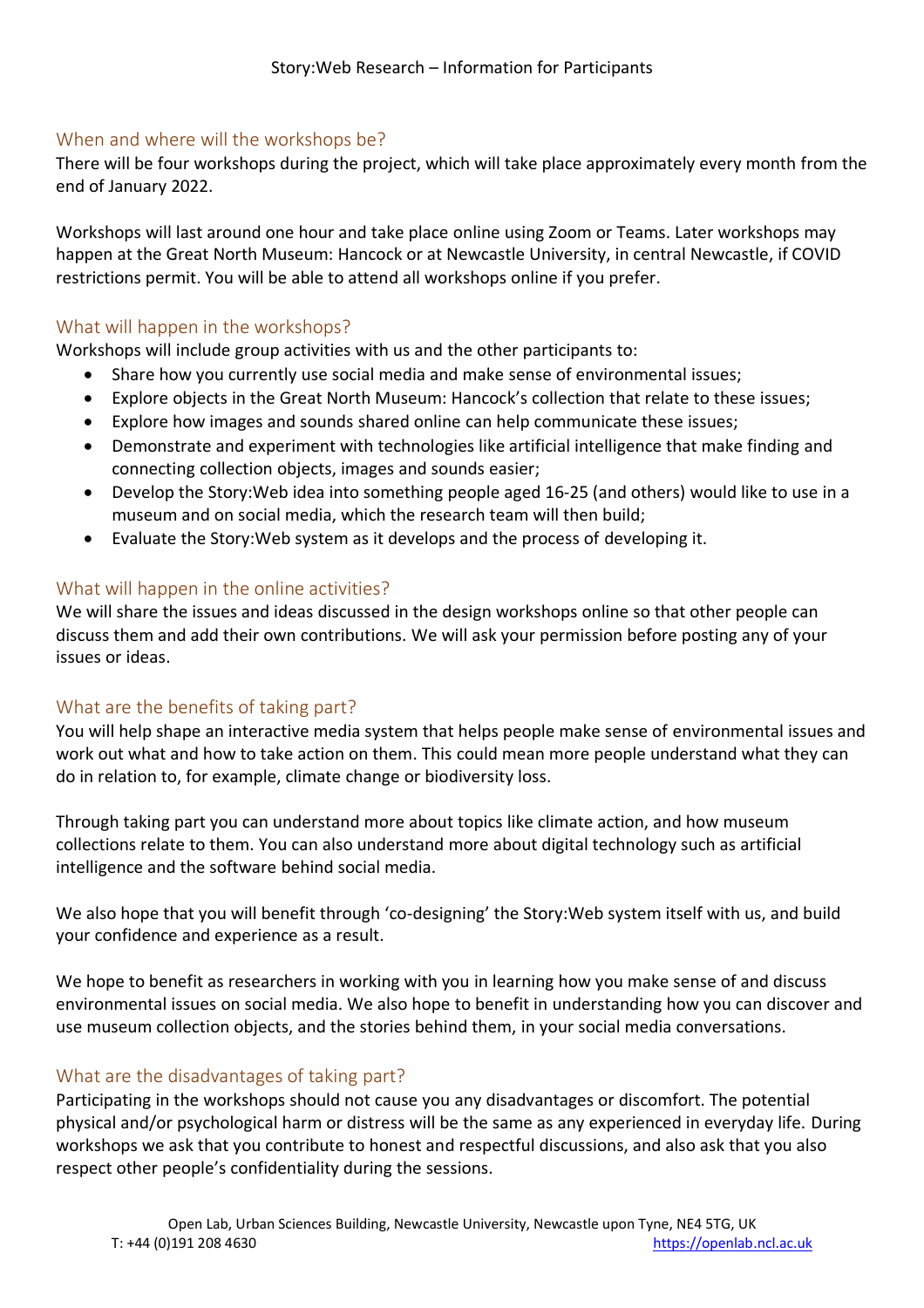## When and where will the workshops be?

There will be four workshops during the project, which will take place approximately every month from the end of January 2022.

Workshops will last around one hour and take place online using Zoom or Teams. Later workshops may happen at the Great North Museum: Hancock or at Newcastle University, in central Newcastle, if COVID restrictions permit. You will be able to attend all workshops online if you prefer.

## What will happen in the workshops?

Workshops will include group activities with us and the other participants to:

- Share how you currently use social media and make sense of environmental issues;
- Explore objects in the Great North Museum: Hancock's collection that relate to these issues;
- Explore how images and sounds shared online can help communicate these issues;
- Demonstrate and experiment with technologies like artificial intelligence that make finding and connecting collection objects, images and sounds easier;
- Develop the Story:Web idea into something people aged 16-25 (and others) would like to use in a museum and on social media, which the research team will then build;
- Evaluate the Story:Web system as it develops and the process of developing it.

## What will happen in the online activities?

We will share the issues and ideas discussed in the design workshops online so that other people can discuss them and add their own contributions. We will ask your permission before posting any of your issues or ideas.

## What are the benefits of taking part?

You will help shape an interactive media system that helps people make sense of environmental issues and work out what and how to take action on them. This could mean more people understand what they can do in relation to, for example, climate change or biodiversity loss.

Through taking part you can understand more about topics like climate action, and how museum collections relate to them. You can also understand more about digital technology such as artificial intelligence and the software behind social media.

We also hope that you will benefit through 'co-designing' the Story:Web system itself with us, and build your confidence and experience as a result.

We hope to benefit as researchers in working with you in learning how you make sense of and discuss environmental issues on social media. We also hope to benefit in understanding how you can discover and use museum collection objects, and the stories behind them, in your social media conversations.

## What are the disadvantages of taking part?

Participating in the workshops should not cause you any disadvantages or discomfort. The potential physical and/or psychological harm or distress will be the same as any experienced in everyday life. During workshops we ask that you contribute to honest and respectful discussions, and also ask that you also respect other people's confidentiality during the sessions.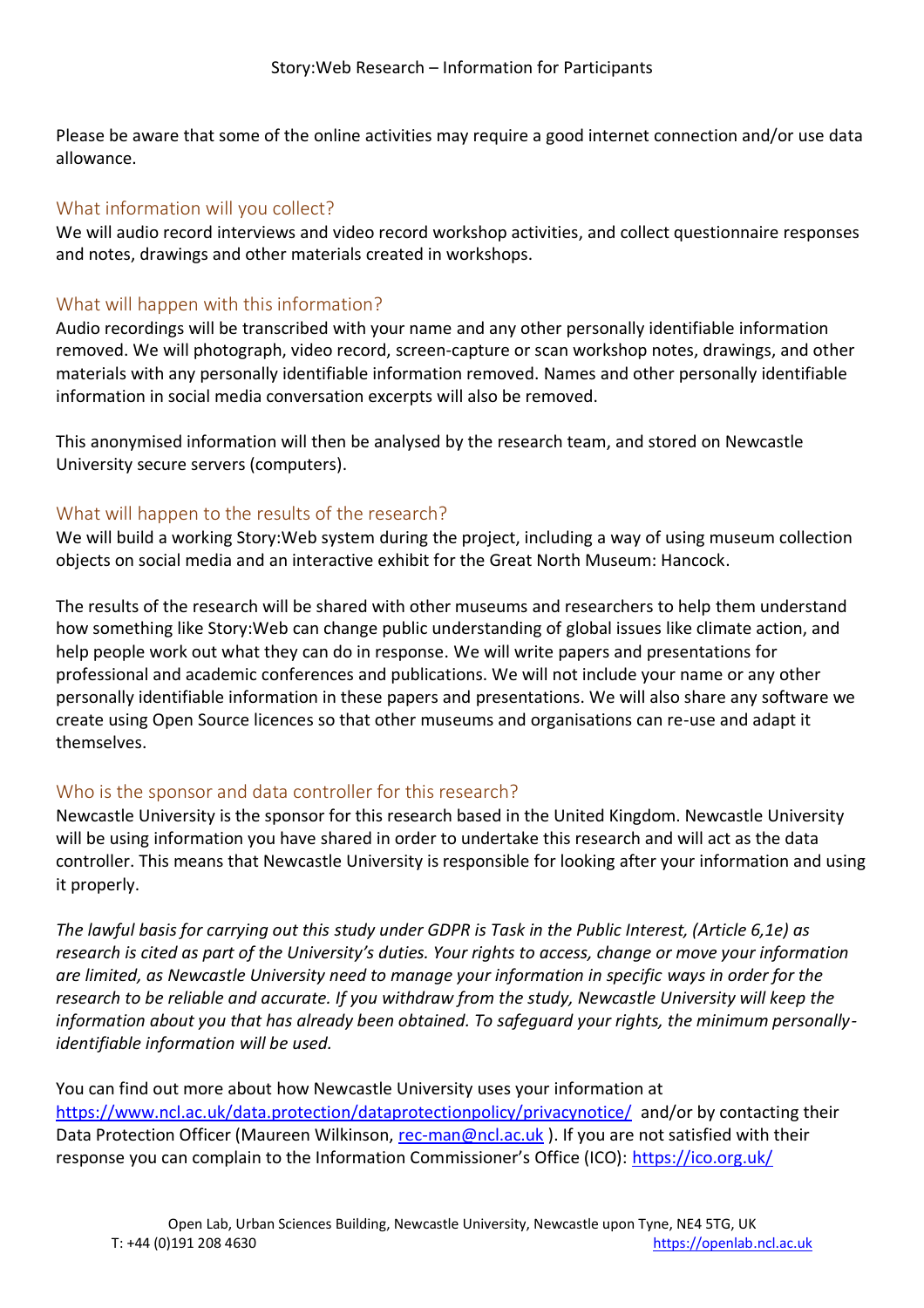Please be aware that some of the online activities may require a good internet connection and/or use data allowance.

## What information will you collect?

We will audio record interviews and video record workshop activities, and collect questionnaire responses and notes, drawings and other materials created in workshops.

## What will happen with this information?

Audio recordings will be transcribed with your name and any other personally identifiable information removed. We will photograph, video record, screen-capture or scan workshop notes, drawings, and other materials with any personally identifiable information removed. Names and other personally identifiable information in social media conversation excerpts will also be removed.

This anonymised information will then be analysed by the research team, and stored on Newcastle University secure servers (computers).

## What will happen to the results of the research?

We will build a working Story:Web system during the project, including a way of using museum collection objects on social media and an interactive exhibit for the Great North Museum: Hancock.

The results of the research will be shared with other museums and researchers to help them understand how something like Story:Web can change public understanding of global issues like climate action, and help people work out what they can do in response. We will write papers and presentations for professional and academic conferences and publications. We will not include your name or any other personally identifiable information in these papers and presentations. We will also share any software we create using Open Source licences so that other museums and organisations can re-use and adapt it themselves.

## Who is the sponsor and data controller for this research?

Newcastle University is the sponsor for this research based in the United Kingdom. Newcastle University will be using information you have shared in order to undertake this research and will act as the data controller. This means that Newcastle University is responsible for looking after your information and using it properly.

*The lawful basis for carrying out this study under GDPR is Task in the Public Interest, (Article 6,1e) as research is cited as part of the University's duties. Your rights to access, change or move your information are limited, as Newcastle University need to manage your information in specific ways in order for the research to be reliable and accurate. If you withdraw from the study, Newcastle University will keep the information about you that has already been obtained. To safeguard your rights, the minimum personally-identifiable information will be used.*

You can find out more about how Newcastle University uses your information at https://www.ncl.ac.uk/data.protection/dataprotectionpolicy/privacynotice/ and/or by contacting their Data Protection Officer (Maureen Wilkinson, rec-man@ncl.ac.uk ). If you are not satisfied with their response you can complain to the Information Commissioner's Office (ICO): https://ico.org.uk/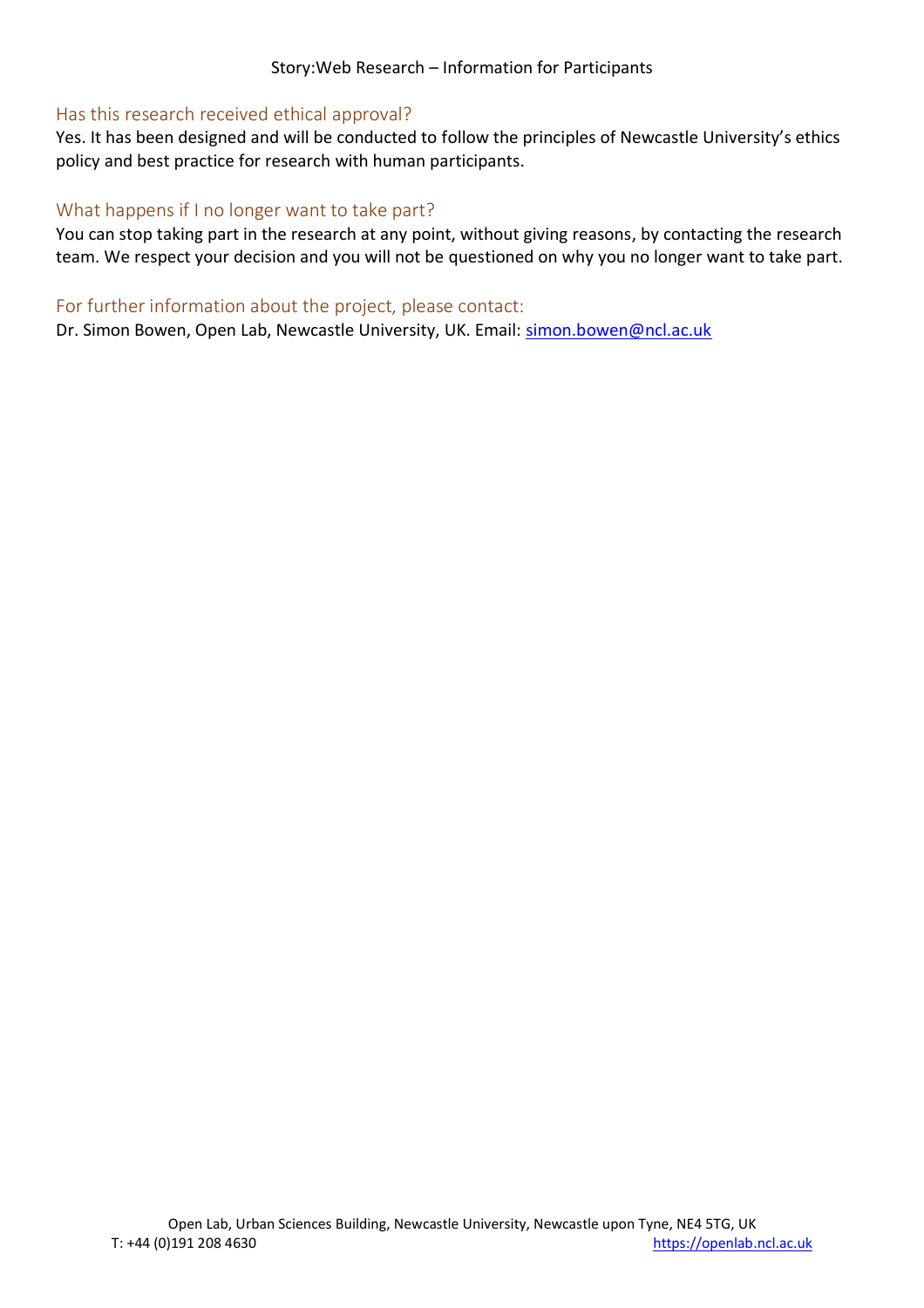## Has this research received ethical approval?

Yes. It has been designed and will be conducted to follow the principles of Newcastle University's ethics policy and best practice for research with human participants.

## What happens if I no longer want to take part?

You can stop taking part in the research at any point, without giving reasons, by contacting the research team. We respect your decision and you will not be questioned on why you no longer want to take part.

## For further information about the project, please contact:

Dr. Simon Bowen, Open Lab, Newcastle University, UK. Email: simon.bowen@ncl.ac.uk